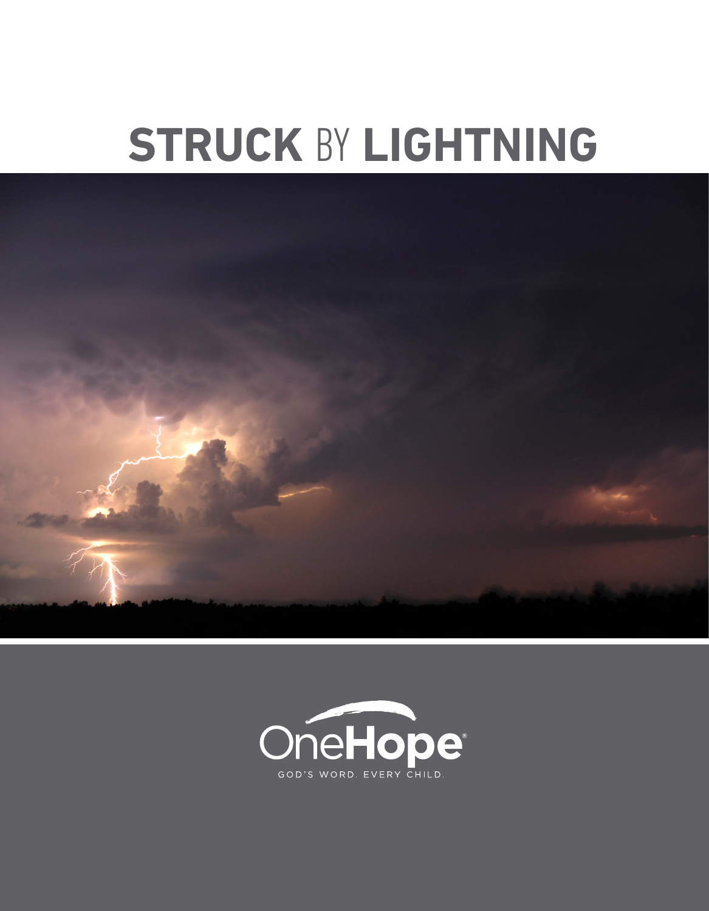# STRUCK BY LIGHTNING

OneHope®

GOD'S WORD. EVERY CHILD.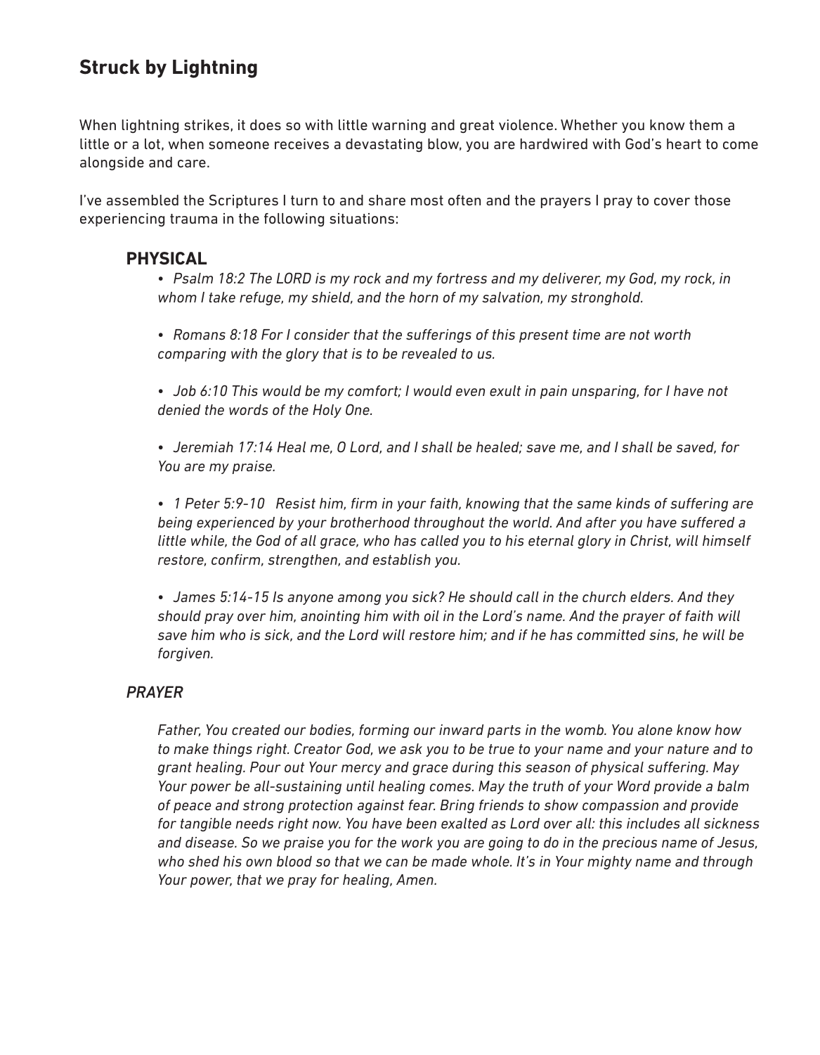## Struck by Lightning

When lightning strikes, it does so with little warning and great violence. Whether you know them a little or a lot, when someone receives a devastating blow, you are hardwired with God's heart to come alongside and care.

I've assembled the Scriptures I turn to and share most often and the prayers I pray to cover those experiencing trauma in the following situations:

### PHYSICAL

- *Psalm 18:2 The LORD is my rock and my fortress and my deliverer, my God, my rock, in whom I take refuge, my shield, and the horn of my salvation, my stronghold.*

- *Romans 8:18 For I consider that the sufferings of this present time are not worth comparing with the glory that is to be revealed to us.*

- *Job 6:10 This would be my comfort; I would even exult in pain unsparing, for I have not denied the words of the Holy One.*

- *Jeremiah 17:14 Heal me, O Lord, and I shall be healed; save me, and I shall be saved, for You are my praise.*

- *1 Peter 5:9-10 Resist him, firm in your faith, knowing that the same kinds of suffering are being experienced by your brotherhood throughout the world. And after you have suffered a little while, the God of all grace, who has called you to his eternal glory in Christ, will himself restore, confirm, strengthen, and establish you.*

- *James 5:14-15 Is anyone among you sick? He should call in the church elders. And they should pray over him, anointing him with oil in the Lord's name. And the prayer of faith will save him who is sick, and the Lord will restore him; and if he has committed sins, he will be forgiven.*

#### *PRAYER*

*Father, You created our bodies, forming our inward parts in the womb. You alone know how to make things right. Creator God, we ask you to be true to your name and your nature and to grant healing. Pour out Your mercy and grace during this season of physical suffering. May Your power be all-sustaining until healing comes. May the truth of your Word provide a balm of peace and strong protection against fear. Bring friends to show compassion and provide for tangible needs right now. You have been exalted as Lord over all: this includes all sickness and disease. So we praise you for the work you are going to do in the precious name of Jesus, who shed his own blood so that we can be made whole. It's in Your mighty name and through Your power, that we pray for healing, Amen.*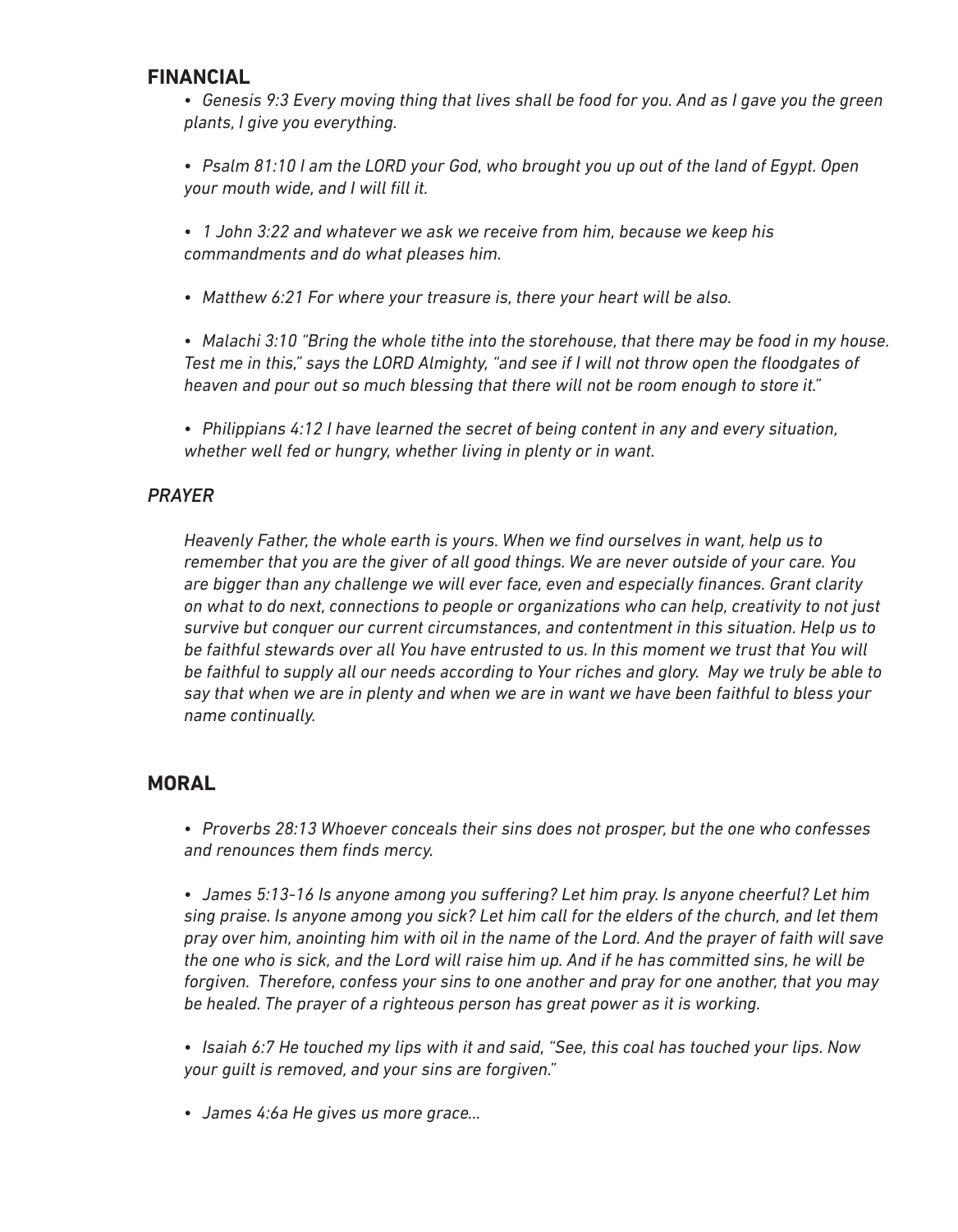## FINANCIAL

- *Genesis 9:3 Every moving thing that lives shall be food for you. And as I gave you the green plants, I give you everything.*
- *Psalm 81:10 I am the LORD your God, who brought you up out of the land of Egypt. Open your mouth wide, and I will fill it.*
- *1 John 3:22 and whatever we ask we receive from him, because we keep his commandments and do what pleases him.*
- *Matthew 6:21 For where your treasure is, there your heart will be also.*
- *Malachi 3:10 "Bring the whole tithe into the storehouse, that there may be food in my house. Test me in this," says the LORD Almighty, "and see if I will not throw open the floodgates of heaven and pour out so much blessing that there will not be room enough to store it."*
- *Philippians 4:12 I have learned the secret of being content in any and every situation, whether well fed or hungry, whether living in plenty or in want.*

### *PRAYER*

*Heavenly Father, the whole earth is yours. When we find ourselves in want, help us to remember that you are the giver of all good things. We are never outside of your care. You are bigger than any challenge we will ever face, even and especially finances. Grant clarity on what to do next, connections to people or organizations who can help, creativity to not just survive but conquer our current circumstances, and contentment in this situation. Help us to be faithful stewards over all You have entrusted to us. In this moment we trust that You will be faithful to supply all our needs according to Your riches and glory. May we truly be able to say that when we are in plenty and when we are in want we have been faithful to bless your name continually.*

## MORAL

- *Proverbs 28:13 Whoever conceals their sins does not prosper, but the one who confesses and renounces them finds mercy.*
- *James 5:13-16 Is anyone among you suffering? Let him pray. Is anyone cheerful? Let him sing praise. Is anyone among you sick? Let him call for the elders of the church, and let them pray over him, anointing him with oil in the name of the Lord. And the prayer of faith will save the one who is sick, and the Lord will raise him up. And if he has committed sins, he will be forgiven. Therefore, confess your sins to one another and pray for one another, that you may be healed. The prayer of a righteous person has great power as it is working.*
- *Isaiah 6:7 He touched my lips with it and said, "See, this coal has touched your lips. Now your guilt is removed, and your sins are forgiven."*
- *James 4:6a He gives us more grace...*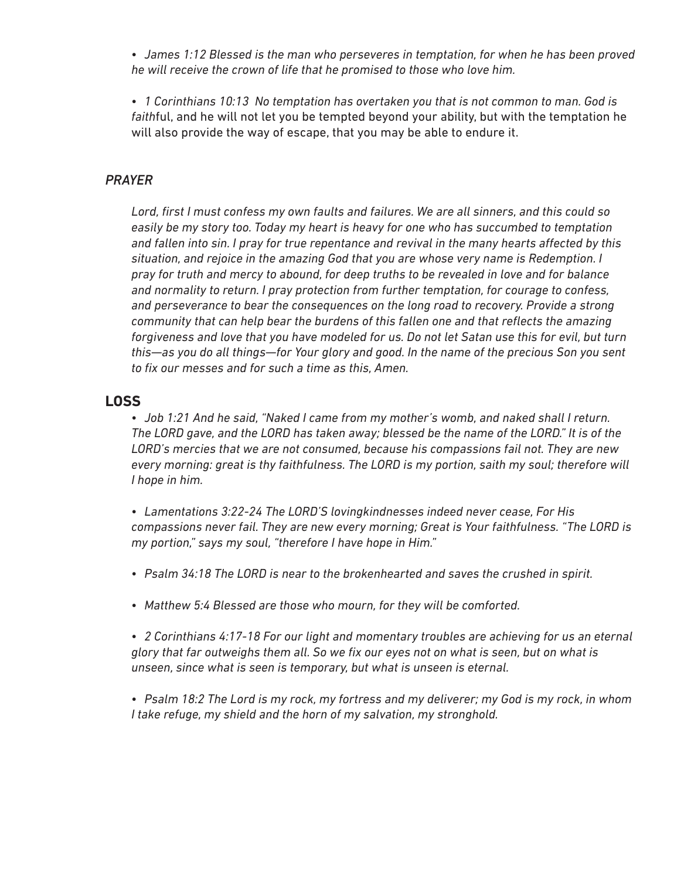- *James 1:12 Blessed is the man who perseveres in temptation, for when he has been proved he will receive the crown of life that he promised to those who love him.*

- *1 Corinthians 10:13 No temptation has overtaken you that is not common to man. God is faith*ful, and he will not let you be tempted beyond your ability, but with the temptation he will also provide the way of escape, that you may be able to endure it.

### *PRAYER*

*Lord, first I must confess my own faults and failures. We are all sinners, and this could so easily be my story too. Today my heart is heavy for one who has succumbed to temptation and fallen into sin. I pray for true repentance and revival in the many hearts affected by this situation, and rejoice in the amazing God that you are whose very name is Redemption. I pray for truth and mercy to abound, for deep truths to be revealed in love and for balance and normality to return. I pray protection from further temptation, for courage to confess, and perseverance to bear the consequences on the long road to recovery. Provide a strong community that can help bear the burdens of this fallen one and that reflects the amazing forgiveness and love that you have modeled for us. Do not let Satan use this for evil, but turn this—as you do all things—for Your glory and good. In the name of the precious Son you sent to fix our messes and for such a time as this, Amen.*

## **LOSS**

- *Job 1:21 And he said, "Naked I came from my mother's womb, and naked shall I return. The LORD gave, and the LORD has taken away; blessed be the name of the LORD." It is of the LORD's mercies that we are not consumed, because his compassions fail not. They are new every morning: great is thy faithfulness. The LORD is my portion, saith my soul; therefore will I hope in him.*

- *Lamentations 3:22-24 The LORD'S lovingkindnesses indeed never cease, For His compassions never fail. They are new every morning; Great is Your faithfulness. "The LORD is my portion," says my soul, "therefore I have hope in Him."*

- *Psalm 34:18 The LORD is near to the brokenhearted and saves the crushed in spirit.*

- *Matthew 5:4 Blessed are those who mourn, for they will be comforted.*

- *2 Corinthians 4:17-18 For our light and momentary troubles are achieving for us an eternal glory that far outweighs them all. So we fix our eyes not on what is seen, but on what is unseen, since what is seen is temporary, but what is unseen is eternal.*

- *Psalm 18:2 The Lord is my rock, my fortress and my deliverer; my God is my rock, in whom I take refuge, my shield and the horn of my salvation, my stronghold.*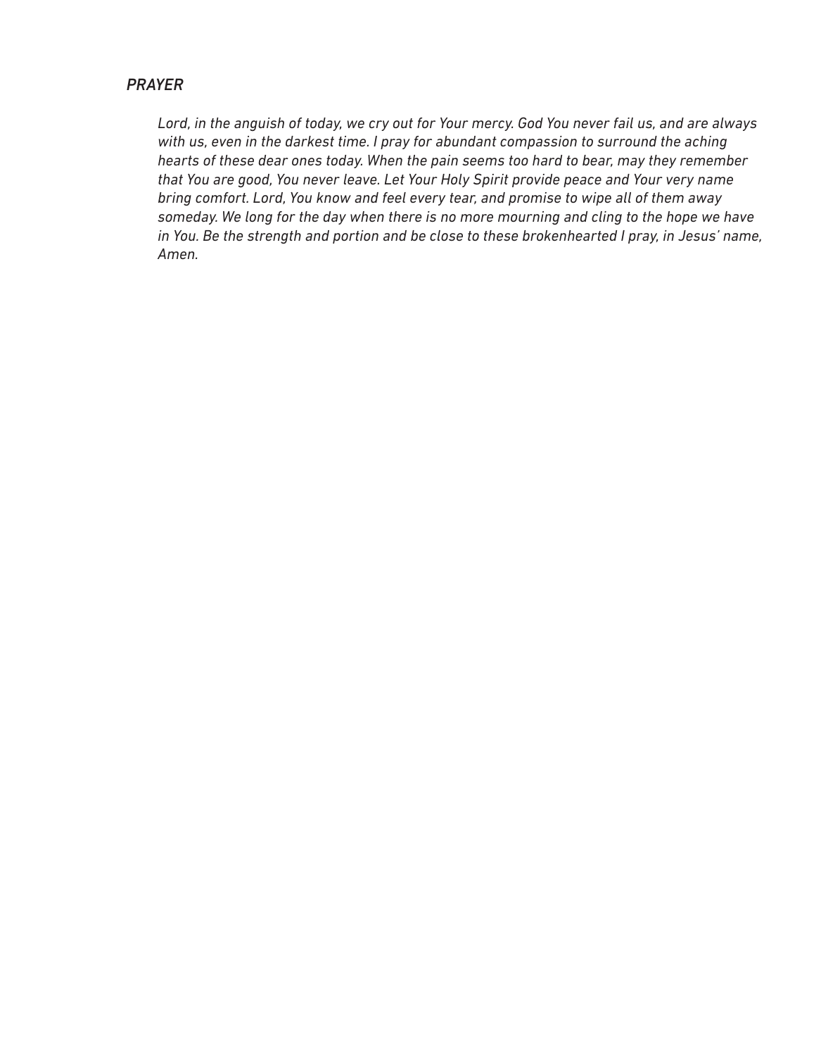## *PRAYER*

*Lord, in the anguish of today, we cry out for Your mercy. God You never fail us, and are always with us, even in the darkest time. I pray for abundant compassion to surround the aching hearts of these dear ones today. When the pain seems too hard to bear, may they remember that You are good, You never leave. Let Your Holy Spirit provide peace and Your very name bring comfort. Lord, You know and feel every tear, and promise to wipe all of them away someday. We long for the day when there is no more mourning and cling to the hope we have in You. Be the strength and portion and be close to these brokenhearted I pray, in Jesus' name, Amen.*